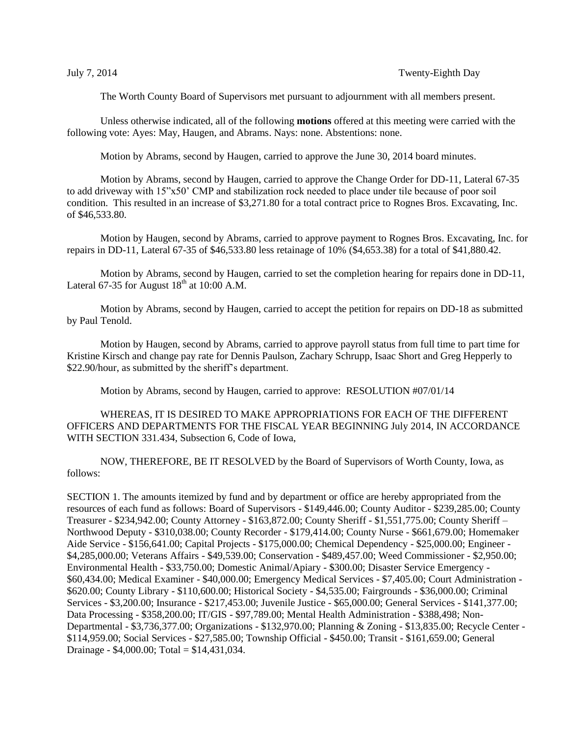July 7, 2014 Twenty-Eighth Day

The Worth County Board of Supervisors met pursuant to adjournment with all members present.

Unless otherwise indicated, all of the following **motions** offered at this meeting were carried with the following vote: Ayes: May, Haugen, and Abrams. Nays: none. Abstentions: none.

Motion by Abrams, second by Haugen, carried to approve the June 30, 2014 board minutes.

Motion by Abrams, second by Haugen, carried to approve the Change Order for DD-11, Lateral 67-35 to add driveway with 15"x50' CMP and stabilization rock needed to place under tile because of poor soil condition. This resulted in an increase of $3,271.80 for a total contract price to Rognes Bros. Excavating, Inc. of $46,533.80.

Motion by Haugen, second by Abrams, carried to approve payment to Rognes Bros. Excavating, Inc. for repairs in DD-11, Lateral 67-35 of $46,533.80 less retainage of 10% ($4,653.38) for a total of $41,880.42.

Motion by Abrams, second by Haugen, carried to set the completion hearing for repairs done in DD-11, Lateral 67-35 for August 18th at 10:00 A.M.

Motion by Abrams, second by Haugen, carried to accept the petition for repairs on DD-18 as submitted by Paul Tenold.

Motion by Haugen, second by Abrams, carried to approve payroll status from full time to part time for Kristine Kirsch and change pay rate for Dennis Paulson, Zachary Schrupp, Isaac Short and Greg Hepperly to $22.90/hour, as submitted by the sheriff's department.

Motion by Abrams, second by Haugen, carried to approve: RESOLUTION #07/01/14

WHEREAS, IT IS DESIRED TO MAKE APPROPRIATIONS FOR EACH OF THE DIFFERENT OFFICERS AND DEPARTMENTS FOR THE FISCAL YEAR BEGINNING July 2014, IN ACCORDANCE WITH SECTION 331.434, Subsection 6, Code of Iowa,

NOW, THEREFORE, BE IT RESOLVED by the Board of Supervisors of Worth County, Iowa, as follows:

SECTION 1. The amounts itemized by fund and by department or office are hereby appropriated from the resources of each fund as follows: Board of Supervisors - $149,446.00; County Auditor - $239,285.00; County Treasurer - $234,942.00; County Attorney - $163,872.00; County Sheriff - $1,551,775.00; County Sheriff – Northwood Deputy - $310,038.00; County Recorder - $179,414.00; County Nurse - $661,679.00; Homemaker Aide Service - $156,641.00; Capital Projects - $175,000.00; Chemical Dependency - $25,000.00; Engineer - $4,285,000.00; Veterans Affairs - $49,539.00; Conservation - $489,457.00; Weed Commissioner - $2,950.00; Environmental Health - $33,750.00; Domestic Animal/Apiary - $300.00; Disaster Service Emergency - $60,434.00; Medical Examiner - $40,000.00; Emergency Medical Services - $7,405.00; Court Administration - $620.00; County Library - $110,600.00; Historical Society - $4,535.00; Fairgrounds - $36,000.00; Criminal Services - $3,200.00; Insurance - $217,453.00; Juvenile Justice - $65,000.00; General Services - $141,377.00; Data Processing - $358,200.00; IT/GIS - $97,789.00; Mental Health Administration - $388,498; Non-Departmental - $3,736,377.00; Organizations - $132,970.00; Planning & Zoning - $13,835.00; Recycle Center - $114,959.00; Social Services - $27,585.00; Township Official - $450.00; Transit - $161,659.00; General Drainage - $4,000.00; Total = $14,431,034.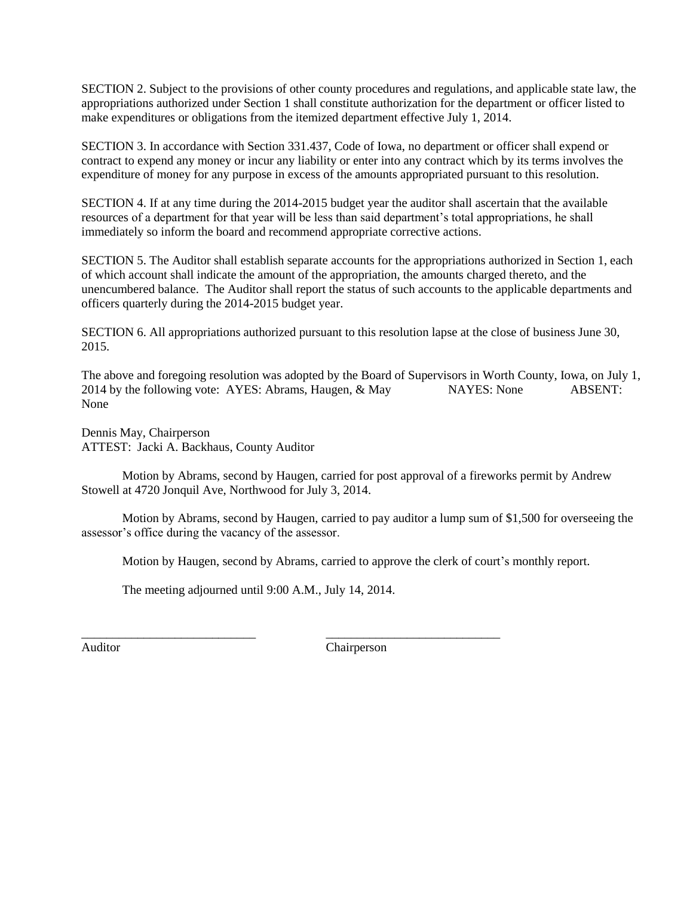SECTION 2. Subject to the provisions of other county procedures and regulations, and applicable state law, the appropriations authorized under Section 1 shall constitute authorization for the department or officer listed to make expenditures or obligations from the itemized department effective July 1, 2014.

SECTION 3. In accordance with Section 331.437, Code of Iowa, no department or officer shall expend or contract to expend any money or incur any liability or enter into any contract which by its terms involves the expenditure of money for any purpose in excess of the amounts appropriated pursuant to this resolution.

SECTION 4. If at any time during the 2014-2015 budget year the auditor shall ascertain that the available resources of a department for that year will be less than said department's total appropriations, he shall immediately so inform the board and recommend appropriate corrective actions.

SECTION 5. The Auditor shall establish separate accounts for the appropriations authorized in Section 1, each of which account shall indicate the amount of the appropriation, the amounts charged thereto, and the unencumbered balance. The Auditor shall report the status of such accounts to the applicable departments and officers quarterly during the 2014-2015 budget year.

SECTION 6. All appropriations authorized pursuant to this resolution lapse at the close of business June 30, 2015.

The above and foregoing resolution was adopted by the Board of Supervisors in Worth County, Iowa, on July 1, 2014 by the following vote: AYES: Abrams, Haugen, & May NAYES: None ABSENT: None

Dennis May, Chairperson
ATTEST: Jacki A. Backhaus, County Auditor

Motion by Abrams, second by Haugen, carried for post approval of a fireworks permit by Andrew Stowell at 4720 Jonquil Ave, Northwood for July 3, 2014.

Motion by Abrams, second by Haugen, carried to pay auditor a lump sum of $1,500 for overseeing the assessor's office during the vacancy of the assessor.

Motion by Haugen, second by Abrams, carried to approve the clerk of court's monthly report.

The meeting adjourned until 9:00 A.M., July 14, 2014.

\_\_\_\_\_\_\_\_\_\_\_\_\_\_\_\_\_\_\_\_\_\_\_\_\_\_\_\_ \_\_\_\_\_\_\_\_\_\_\_\_\_\_\_\_\_\_\_\_\_\_\_\_\_\_\_\_
Auditor Chairperson